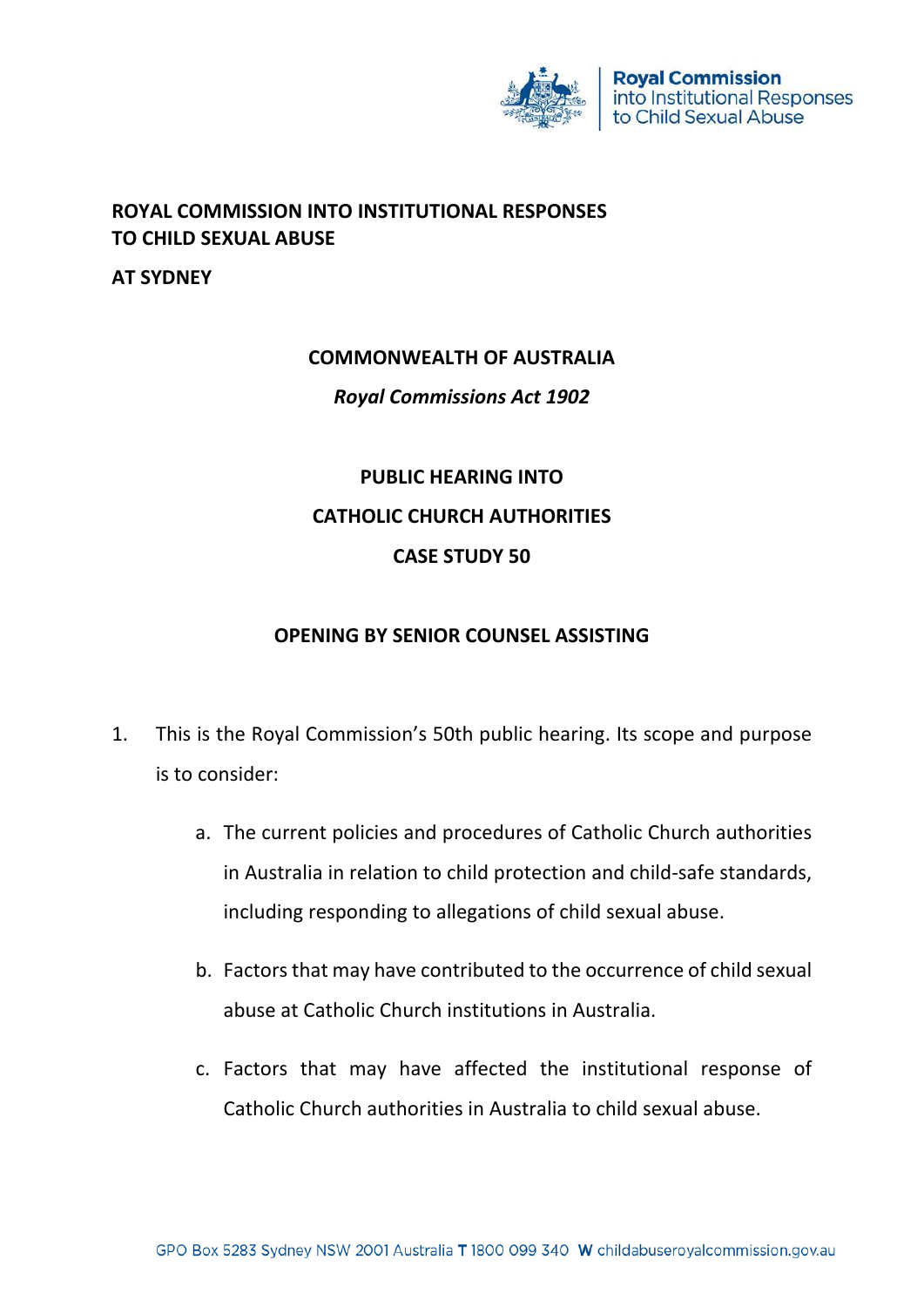**ROYAL COMMISSION INTO INSTITUTIONAL RESPONSES TO CHILD SEXUAL ABUSE**

**AT SYDNEY**

**COMMONWEALTH OF AUSTRALIA**

***Royal Commissions Act 1902***

**PUBLIC HEARING INTO**

**CATHOLIC CHURCH AUTHORITIES**

**CASE STUDY 50**

**OPENING BY SENIOR COUNSEL ASSISTING**

1. This is the Royal Commission's 50th public hearing. Its scope and purpose is to consider:

    a. The current policies and procedures of Catholic Church authorities in Australia in relation to child protection and child-safe standards, including responding to allegations of child sexual abuse.

    b. Factors that may have contributed to the occurrence of child sexual abuse at Catholic Church institutions in Australia.

    c. Factors that may have affected the institutional response of Catholic Church authorities in Australia to child sexual abuse.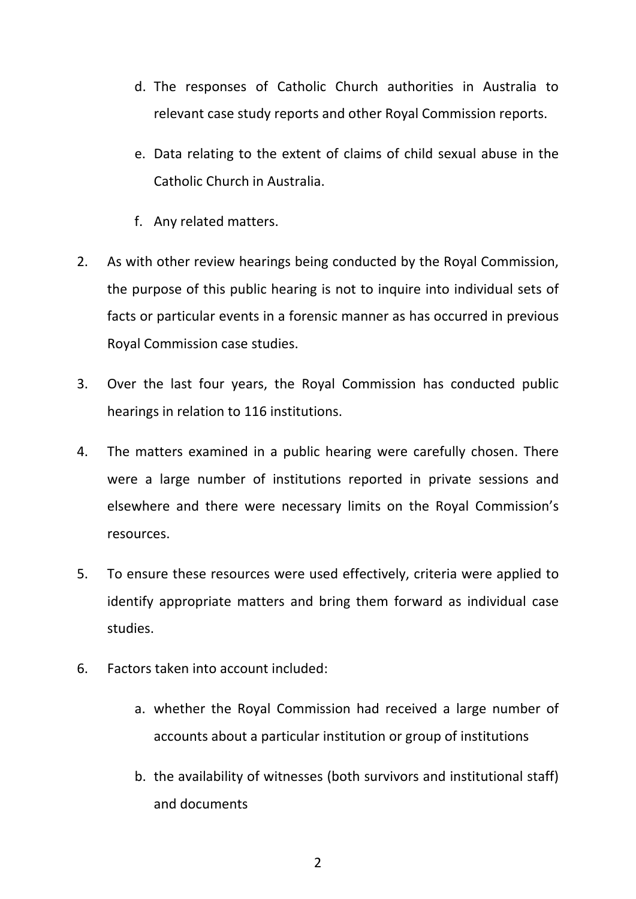d. The responses of Catholic Church authorities in Australia to relevant case study reports and other Royal Commission reports.

e. Data relating to the extent of claims of child sexual abuse in the Catholic Church in Australia.

f. Any related matters.

2. As with other review hearings being conducted by the Royal Commission, the purpose of this public hearing is not to inquire into individual sets of facts or particular events in a forensic manner as has occurred in previous Royal Commission case studies.

3. Over the last four years, the Royal Commission has conducted public hearings in relation to 116 institutions.

4. The matters examined in a public hearing were carefully chosen. There were a large number of institutions reported in private sessions and elsewhere and there were necessary limits on the Royal Commission's resources.

5. To ensure these resources were used effectively, criteria were applied to identify appropriate matters and bring them forward as individual case studies.

6. Factors taken into account included:

   a. whether the Royal Commission had received a large number of accounts about a particular institution or group of institutions

   b. the availability of witnesses (both survivors and institutional staff) and documents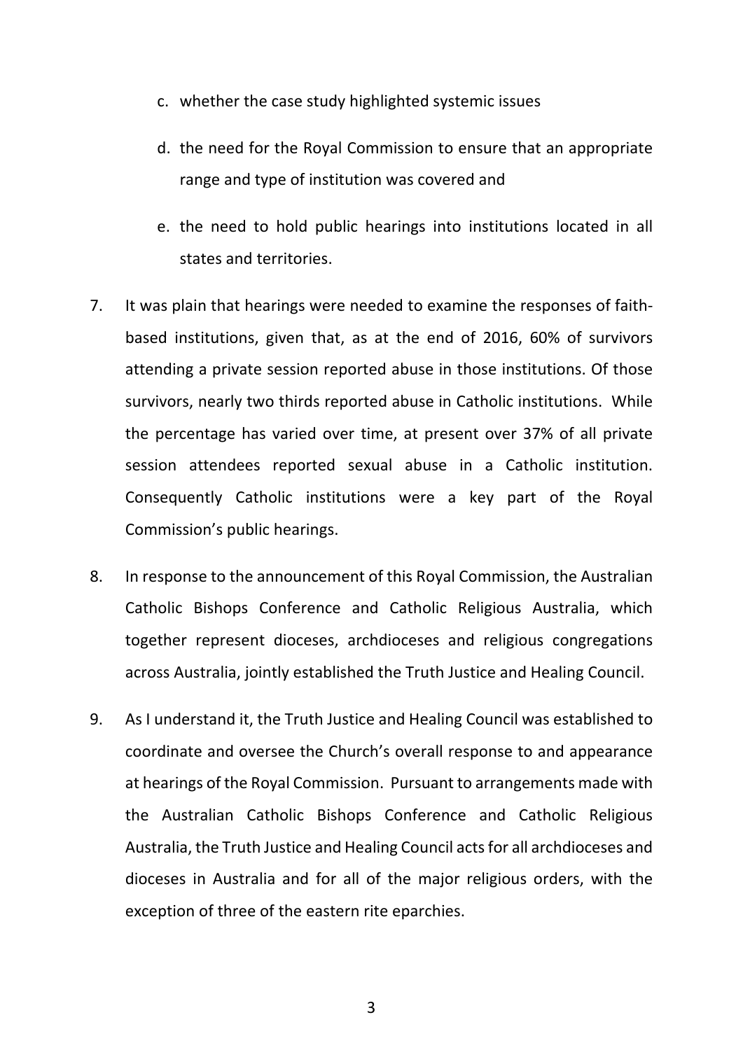c. whether the case study highlighted systemic issues

d. the need for the Royal Commission to ensure that an appropriate range and type of institution was covered and

e. the need to hold public hearings into institutions located in all states and territories.

7. It was plain that hearings were needed to examine the responses of faith-based institutions, given that, as at the end of 2016, 60% of survivors attending a private session reported abuse in those institutions. Of those survivors, nearly two thirds reported abuse in Catholic institutions. While the percentage has varied over time, at present over 37% of all private session attendees reported sexual abuse in a Catholic institution. Consequently Catholic institutions were a key part of the Royal Commission's public hearings.

8. In response to the announcement of this Royal Commission, the Australian Catholic Bishops Conference and Catholic Religious Australia, which together represent dioceses, archdioceses and religious congregations across Australia, jointly established the Truth Justice and Healing Council.

9. As I understand it, the Truth Justice and Healing Council was established to coordinate and oversee the Church's overall response to and appearance at hearings of the Royal Commission. Pursuant to arrangements made with the Australian Catholic Bishops Conference and Catholic Religious Australia, the Truth Justice and Healing Council acts for all archdioceses and dioceses in Australia and for all of the major religious orders, with the exception of three of the eastern rite eparchies.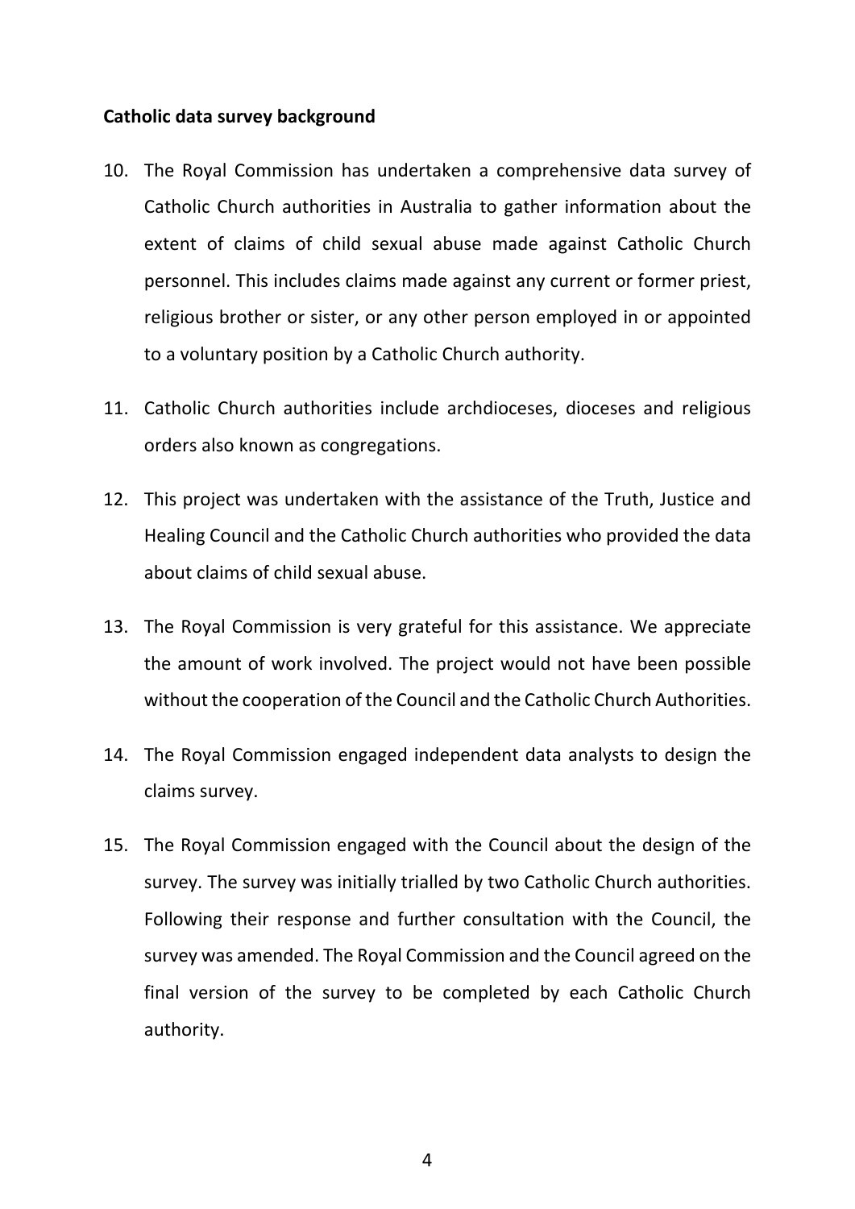**Catholic data survey background**

10. The Royal Commission has undertaken a comprehensive data survey of Catholic Church authorities in Australia to gather information about the extent of claims of child sexual abuse made against Catholic Church personnel. This includes claims made against any current or former priest, religious brother or sister, or any other person employed in or appointed to a voluntary position by a Catholic Church authority.

11. Catholic Church authorities include archdioceses, dioceses and religious orders also known as congregations.

12. This project was undertaken with the assistance of the Truth, Justice and Healing Council and the Catholic Church authorities who provided the data about claims of child sexual abuse.

13. The Royal Commission is very grateful for this assistance. We appreciate the amount of work involved. The project would not have been possible without the cooperation of the Council and the Catholic Church Authorities.

14. The Royal Commission engaged independent data analysts to design the claims survey.

15. The Royal Commission engaged with the Council about the design of the survey. The survey was initially trialled by two Catholic Church authorities. Following their response and further consultation with the Council, the survey was amended. The Royal Commission and the Council agreed on the final version of the survey to be completed by each Catholic Church authority.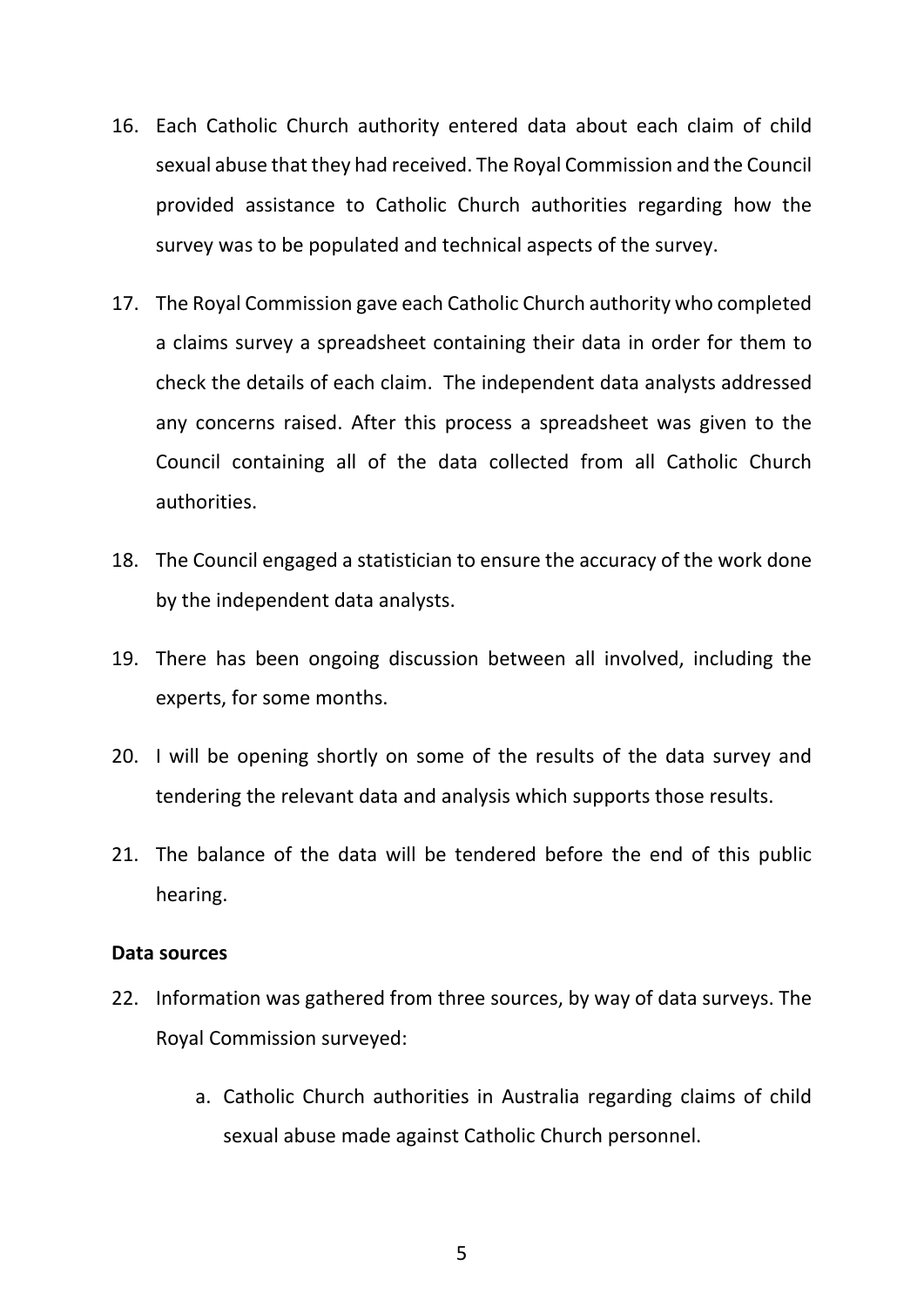16. Each Catholic Church authority entered data about each claim of child sexual abuse that they had received. The Royal Commission and the Council provided assistance to Catholic Church authorities regarding how the survey was to be populated and technical aspects of the survey.

17. The Royal Commission gave each Catholic Church authority who completed a claims survey a spreadsheet containing their data in order for them to check the details of each claim. The independent data analysts addressed any concerns raised. After this process a spreadsheet was given to the Council containing all of the data collected from all Catholic Church authorities.

18. The Council engaged a statistician to ensure the accuracy of the work done by the independent data analysts.

19. There has been ongoing discussion between all involved, including the experts, for some months.

20. I will be opening shortly on some of the results of the data survey and tendering the relevant data and analysis which supports those results.

21. The balance of the data will be tendered before the end of this public hearing.

**Data sources**

22. Information was gathered from three sources, by way of data surveys. The Royal Commission surveyed:

    a. Catholic Church authorities in Australia regarding claims of child sexual abuse made against Catholic Church personnel.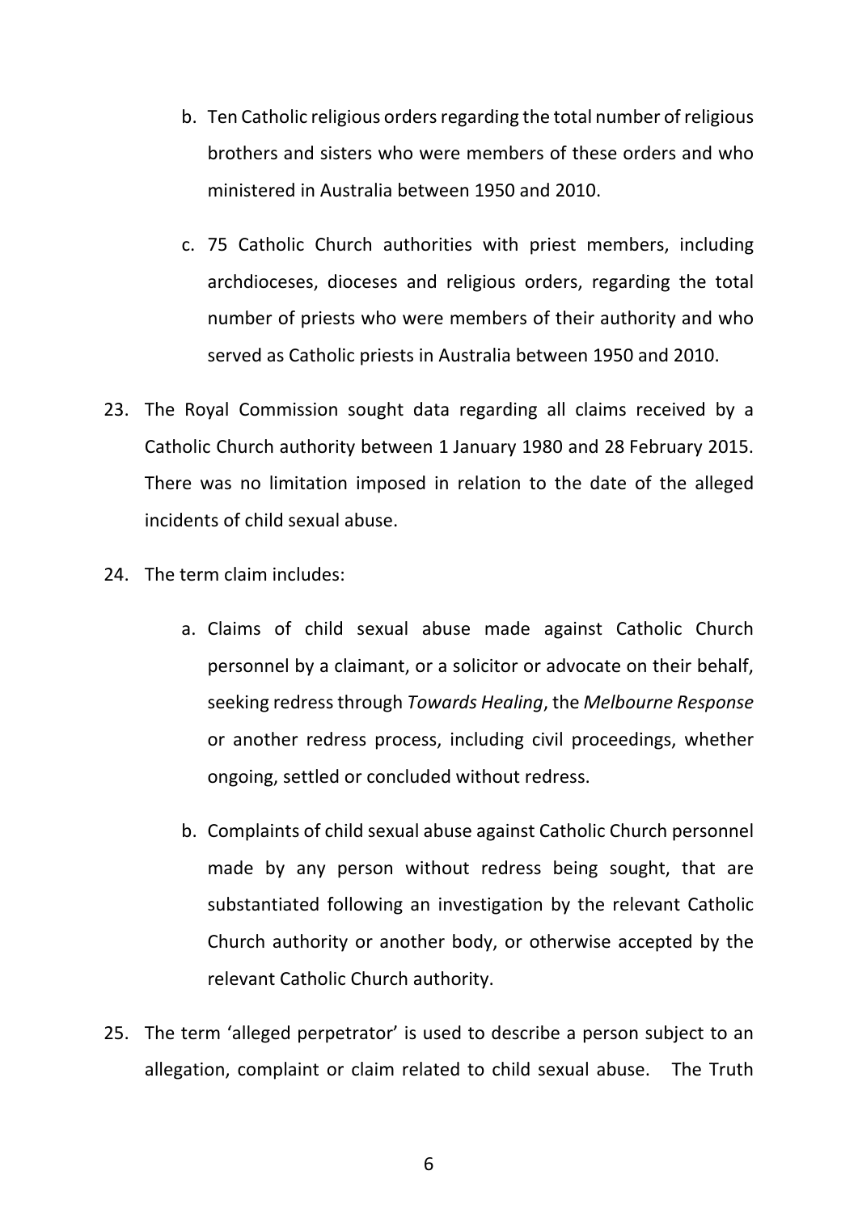b. Ten Catholic religious orders regarding the total number of religious brothers and sisters who were members of these orders and who ministered in Australia between 1950 and 2010.

c. 75 Catholic Church authorities with priest members, including archdioceses, dioceses and religious orders, regarding the total number of priests who were members of their authority and who served as Catholic priests in Australia between 1950 and 2010.

23. The Royal Commission sought data regarding all claims received by a Catholic Church authority between 1 January 1980 and 28 February 2015. There was no limitation imposed in relation to the date of the alleged incidents of child sexual abuse.

24. The term claim includes:

    a. Claims of child sexual abuse made against Catholic Church personnel by a claimant, or a solicitor or advocate on their behalf, seeking redress through *Towards Healing*, the *Melbourne Response* or another redress process, including civil proceedings, whether ongoing, settled or concluded without redress.

    b. Complaints of child sexual abuse against Catholic Church personnel made by any person without redress being sought, that are substantiated following an investigation by the relevant Catholic Church authority or another body, or otherwise accepted by the relevant Catholic Church authority.

25. The term 'alleged perpetrator' is used to describe a person subject to an allegation, complaint or claim related to child sexual abuse. The Truth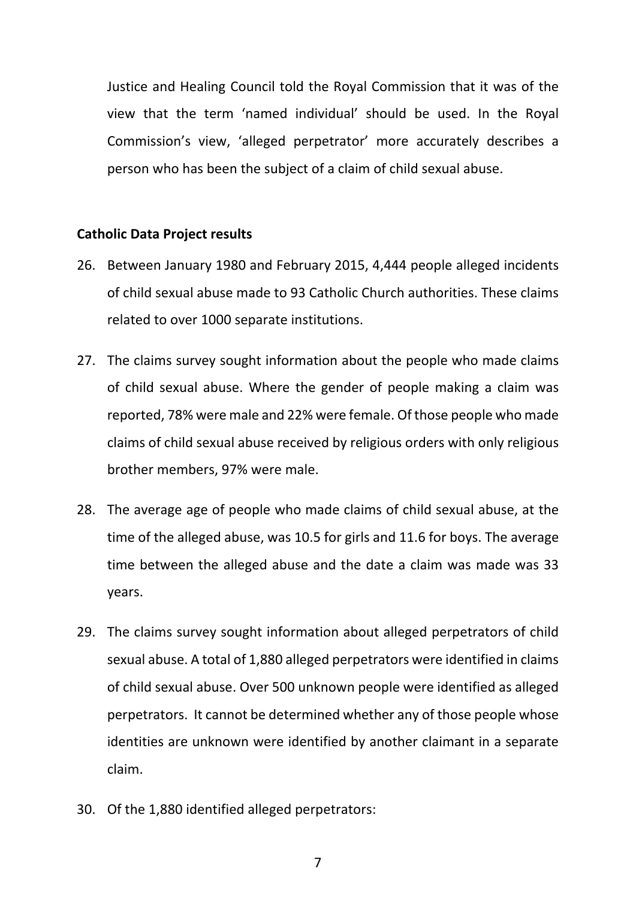Justice and Healing Council told the Royal Commission that it was of the view that the term 'named individual' should be used. In the Royal Commission's view, 'alleged perpetrator' more accurately describes a person who has been the subject of a claim of child sexual abuse.

**Catholic Data Project results**

26. Between January 1980 and February 2015, 4,444 people alleged incidents of child sexual abuse made to 93 Catholic Church authorities. These claims related to over 1000 separate institutions.

27. The claims survey sought information about the people who made claims of child sexual abuse. Where the gender of people making a claim was reported, 78% were male and 22% were female. Of those people who made claims of child sexual abuse received by religious orders with only religious brother members, 97% were male.

28. The average age of people who made claims of child sexual abuse, at the time of the alleged abuse, was 10.5 for girls and 11.6 for boys. The average time between the alleged abuse and the date a claim was made was 33 years.

29. The claims survey sought information about alleged perpetrators of child sexual abuse. A total of 1,880 alleged perpetrators were identified in claims of child sexual abuse. Over 500 unknown people were identified as alleged perpetrators. It cannot be determined whether any of those people whose identities are unknown were identified by another claimant in a separate claim.

30. Of the 1,880 identified alleged perpetrators: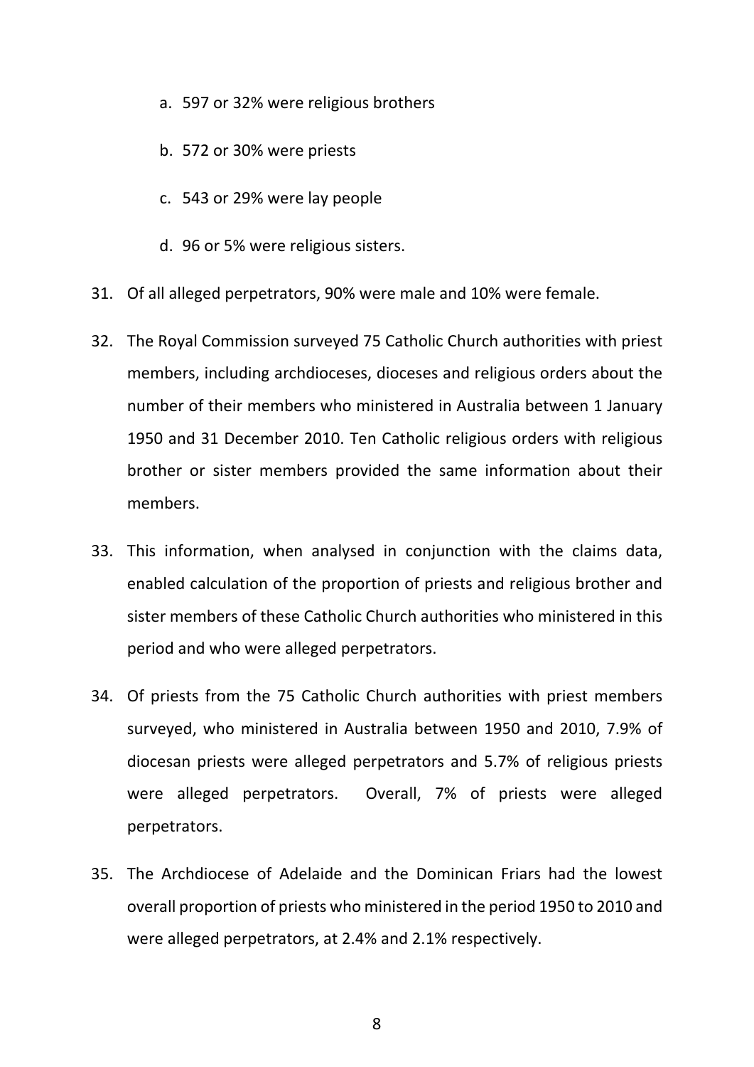a. 597 or 32% were religious brothers

b. 572 or 30% were priests

c. 543 or 29% were lay people

d. 96 or 5% were religious sisters.

31. Of all alleged perpetrators, 90% were male and 10% were female.

32. The Royal Commission surveyed 75 Catholic Church authorities with priest members, including archdioceses, dioceses and religious orders about the number of their members who ministered in Australia between 1 January 1950 and 31 December 2010. Ten Catholic religious orders with religious brother or sister members provided the same information about their members.

33. This information, when analysed in conjunction with the claims data, enabled calculation of the proportion of priests and religious brother and sister members of these Catholic Church authorities who ministered in this period and who were alleged perpetrators.

34. Of priests from the 75 Catholic Church authorities with priest members surveyed, who ministered in Australia between 1950 and 2010, 7.9% of diocesan priests were alleged perpetrators and 5.7% of religious priests were alleged perpetrators. Overall, 7% of priests were alleged perpetrators.

35. The Archdiocese of Adelaide and the Dominican Friars had the lowest overall proportion of priests who ministered in the period 1950 to 2010 and were alleged perpetrators, at 2.4% and 2.1% respectively.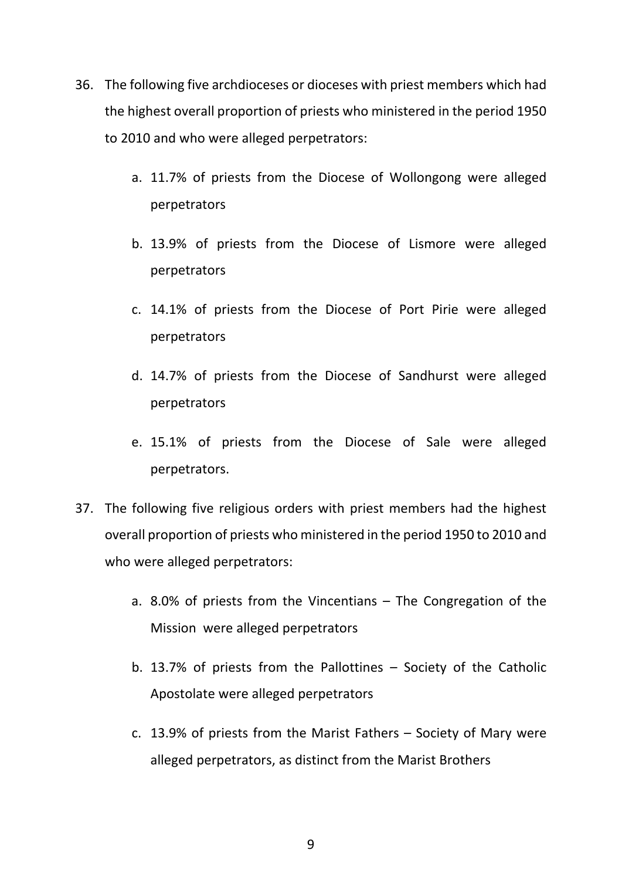36. The following five archdioceses or dioceses with priest members which had the highest overall proportion of priests who ministered in the period 1950 to 2010 and who were alleged perpetrators:

    a. 11.7% of priests from the Diocese of Wollongong were alleged perpetrators

    b. 13.9% of priests from the Diocese of Lismore were alleged perpetrators

    c. 14.1% of priests from the Diocese of Port Pirie were alleged perpetrators

    d. 14.7% of priests from the Diocese of Sandhurst were alleged perpetrators

    e. 15.1% of priests from the Diocese of Sale were alleged perpetrators.

37. The following five religious orders with priest members had the highest overall proportion of priests who ministered in the period 1950 to 2010 and who were alleged perpetrators:

    a. 8.0% of priests from the Vincentians – The Congregation of the Mission were alleged perpetrators

    b. 13.7% of priests from the Pallottines – Society of the Catholic Apostolate were alleged perpetrators

    c. 13.9% of priests from the Marist Fathers – Society of Mary were alleged perpetrators, as distinct from the Marist Brothers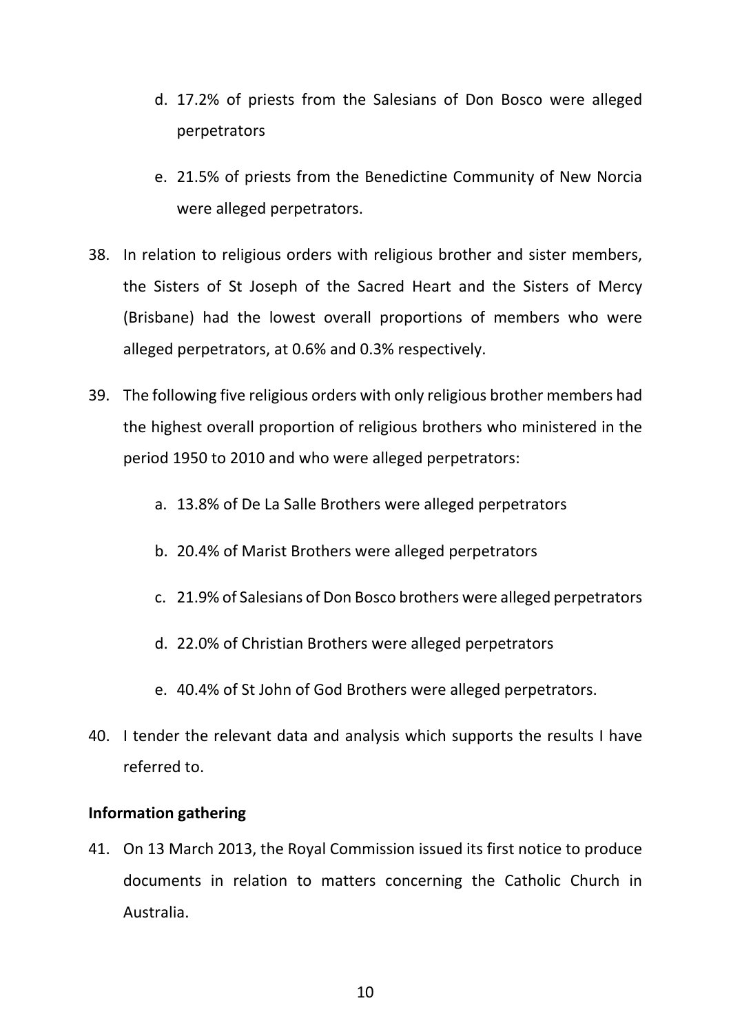d. 17.2% of priests from the Salesians of Don Bosco were alleged perpetrators

e. 21.5% of priests from the Benedictine Community of New Norcia were alleged perpetrators.

38. In relation to religious orders with religious brother and sister members, the Sisters of St Joseph of the Sacred Heart and the Sisters of Mercy (Brisbane) had the lowest overall proportions of members who were alleged perpetrators, at 0.6% and 0.3% respectively.

39. The following five religious orders with only religious brother members had the highest overall proportion of religious brothers who ministered in the period 1950 to 2010 and who were alleged perpetrators:

    a. 13.8% of De La Salle Brothers were alleged perpetrators

    b. 20.4% of Marist Brothers were alleged perpetrators

    c. 21.9% of Salesians of Don Bosco brothers were alleged perpetrators

    d. 22.0% of Christian Brothers were alleged perpetrators

    e. 40.4% of St John of God Brothers were alleged perpetrators.

40. I tender the relevant data and analysis which supports the results I have referred to.

**Information gathering**

41. On 13 March 2013, the Royal Commission issued its first notice to produce documents in relation to matters concerning the Catholic Church in Australia.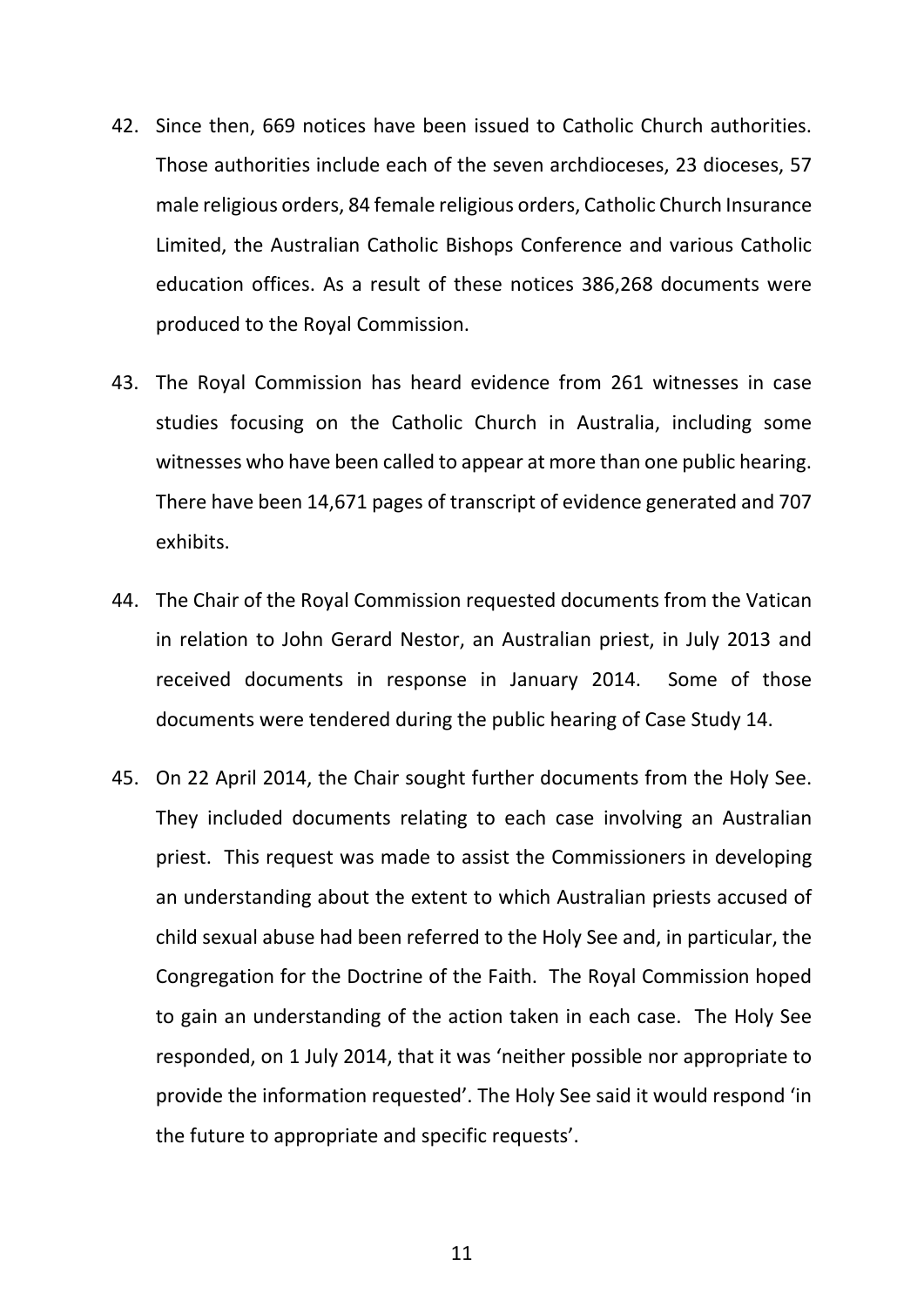42. Since then, 669 notices have been issued to Catholic Church authorities. Those authorities include each of the seven archdioceses, 23 dioceses, 57 male religious orders, 84 female religious orders, Catholic Church Insurance Limited, the Australian Catholic Bishops Conference and various Catholic education offices. As a result of these notices 386,268 documents were produced to the Royal Commission.

43. The Royal Commission has heard evidence from 261 witnesses in case studies focusing on the Catholic Church in Australia, including some witnesses who have been called to appear at more than one public hearing. There have been 14,671 pages of transcript of evidence generated and 707 exhibits.

44. The Chair of the Royal Commission requested documents from the Vatican in relation to John Gerard Nestor, an Australian priest, in July 2013 and received documents in response in January 2014. Some of those documents were tendered during the public hearing of Case Study 14.

45. On 22 April 2014, the Chair sought further documents from the Holy See. They included documents relating to each case involving an Australian priest. This request was made to assist the Commissioners in developing an understanding about the extent to which Australian priests accused of child sexual abuse had been referred to the Holy See and, in particular, the Congregation for the Doctrine of the Faith. The Royal Commission hoped to gain an understanding of the action taken in each case. The Holy See responded, on 1 July 2014, that it was 'neither possible nor appropriate to provide the information requested'. The Holy See said it would respond 'in the future to appropriate and specific requests'.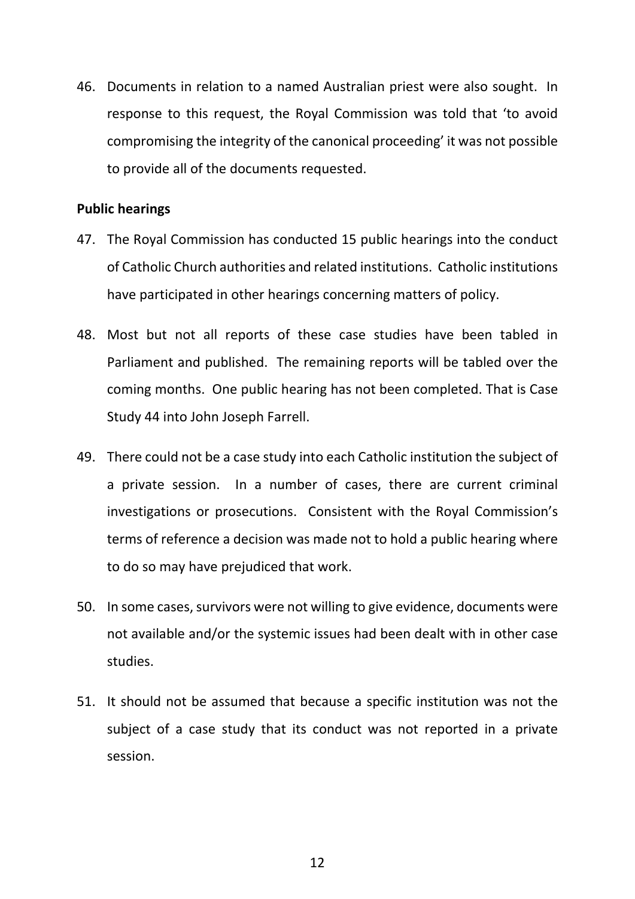46. Documents in relation to a named Australian priest were also sought. In response to this request, the Royal Commission was told that 'to avoid compromising the integrity of the canonical proceeding' it was not possible to provide all of the documents requested.

**Public hearings**

47. The Royal Commission has conducted 15 public hearings into the conduct of Catholic Church authorities and related institutions. Catholic institutions have participated in other hearings concerning matters of policy.

48. Most but not all reports of these case studies have been tabled in Parliament and published. The remaining reports will be tabled over the coming months. One public hearing has not been completed. That is Case Study 44 into John Joseph Farrell.

49. There could not be a case study into each Catholic institution the subject of a private session. In a number of cases, there are current criminal investigations or prosecutions. Consistent with the Royal Commission's terms of reference a decision was made not to hold a public hearing where to do so may have prejudiced that work.

50. In some cases, survivors were not willing to give evidence, documents were not available and/or the systemic issues had been dealt with in other case studies.

51. It should not be assumed that because a specific institution was not the subject of a case study that its conduct was not reported in a private session.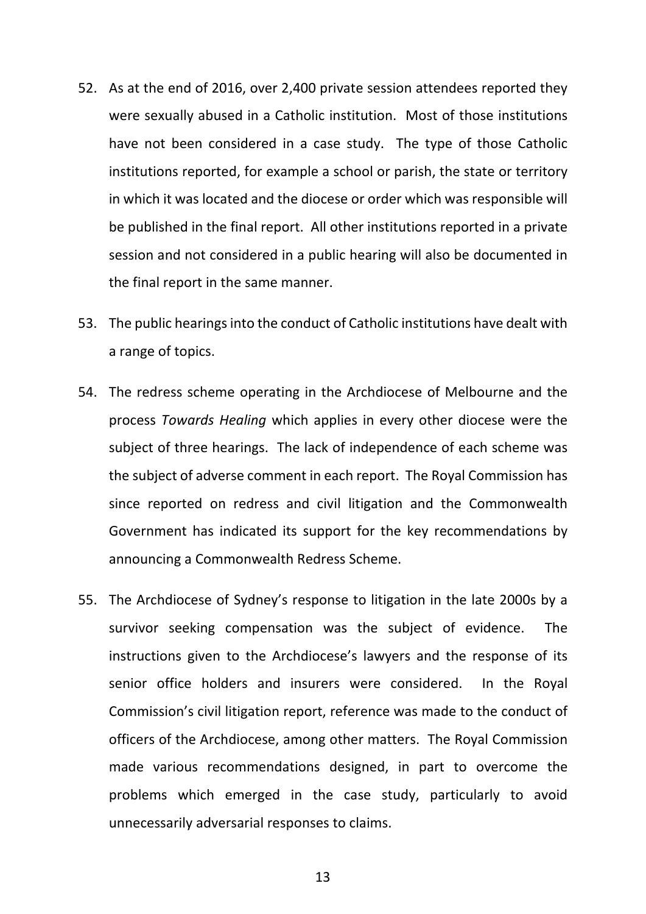52. As at the end of 2016, over 2,400 private session attendees reported they were sexually abused in a Catholic institution. Most of those institutions have not been considered in a case study. The type of those Catholic institutions reported, for example a school or parish, the state or territory in which it was located and the diocese or order which was responsible will be published in the final report. All other institutions reported in a private session and not considered in a public hearing will also be documented in the final report in the same manner.

53. The public hearings into the conduct of Catholic institutions have dealt with a range of topics.

54. The redress scheme operating in the Archdiocese of Melbourne and the process *Towards Healing* which applies in every other diocese were the subject of three hearings. The lack of independence of each scheme was the subject of adverse comment in each report. The Royal Commission has since reported on redress and civil litigation and the Commonwealth Government has indicated its support for the key recommendations by announcing a Commonwealth Redress Scheme.

55. The Archdiocese of Sydney's response to litigation in the late 2000s by a survivor seeking compensation was the subject of evidence. The instructions given to the Archdiocese's lawyers and the response of its senior office holders and insurers were considered. In the Royal Commission's civil litigation report, reference was made to the conduct of officers of the Archdiocese, among other matters. The Royal Commission made various recommendations designed, in part to overcome the problems which emerged in the case study, particularly to avoid unnecessarily adversarial responses to claims.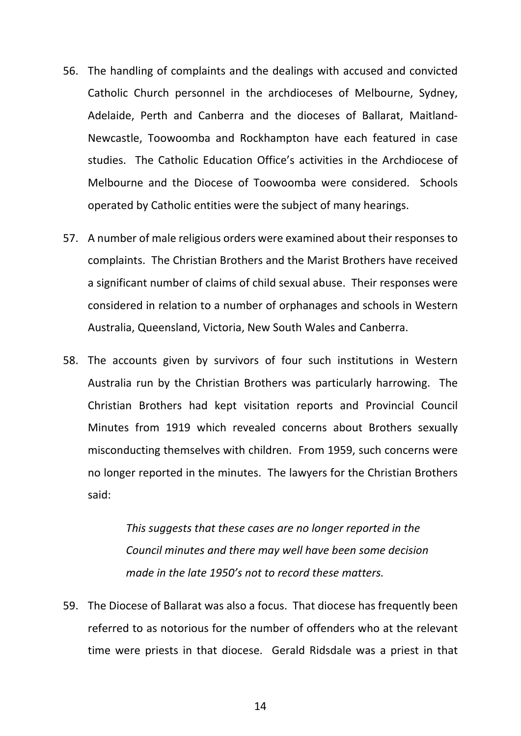56. The handling of complaints and the dealings with accused and convicted Catholic Church personnel in the archdioceses of Melbourne, Sydney, Adelaide, Perth and Canberra and the dioceses of Ballarat, Maitland-Newcastle, Toowoomba and Rockhampton have each featured in case studies. The Catholic Education Office's activities in the Archdiocese of Melbourne and the Diocese of Toowoomba were considered. Schools operated by Catholic entities were the subject of many hearings.

57. A number of male religious orders were examined about their responses to complaints. The Christian Brothers and the Marist Brothers have received a significant number of claims of child sexual abuse. Their responses were considered in relation to a number of orphanages and schools in Western Australia, Queensland, Victoria, New South Wales and Canberra.

58. The accounts given by survivors of four such institutions in Western Australia run by the Christian Brothers was particularly harrowing. The Christian Brothers had kept visitation reports and Provincial Council Minutes from 1919 which revealed concerns about Brothers sexually misconducting themselves with children. From 1959, such concerns were no longer reported in the minutes. The lawyers for the Christian Brothers said:

    > *This suggests that these cases are no longer reported in the Council minutes and there may well have been some decision made in the late 1950's not to record these matters.*

59. The Diocese of Ballarat was also a focus. That diocese has frequently been referred to as notorious for the number of offenders who at the relevant time were priests in that diocese. Gerald Ridsdale was a priest in that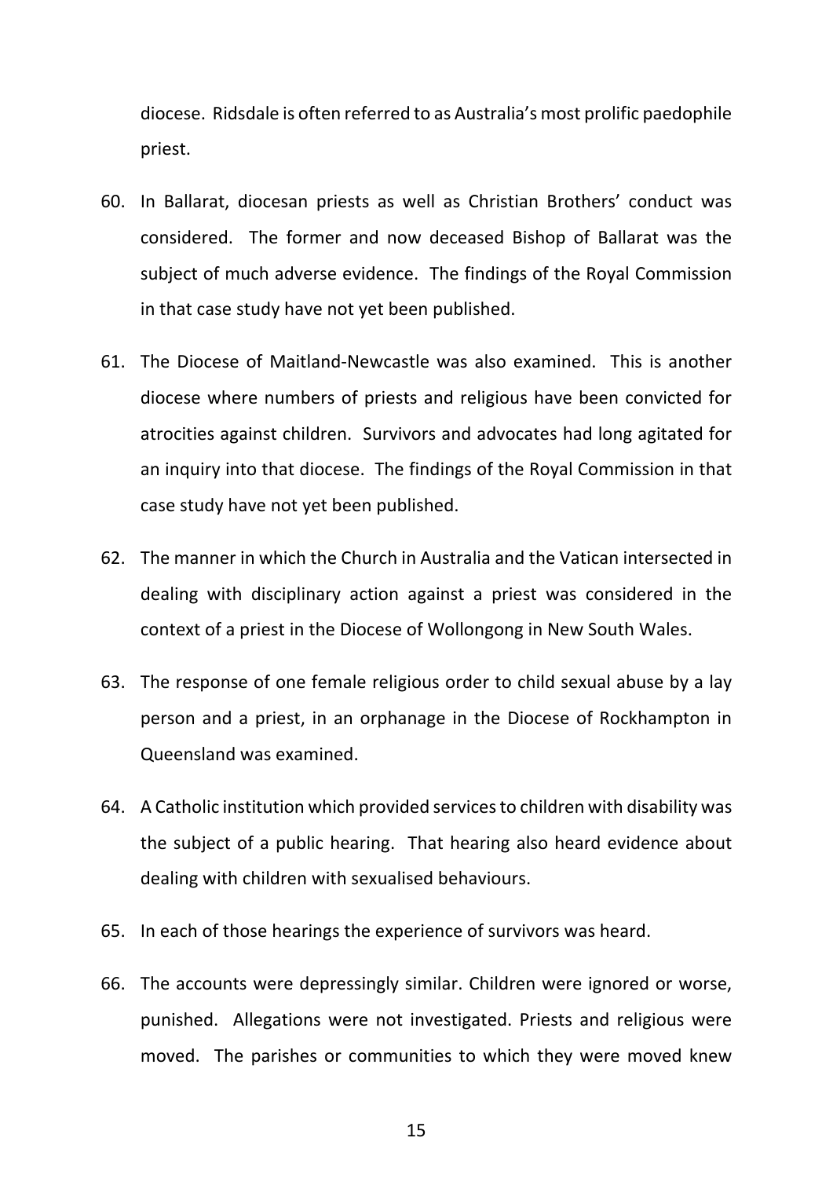diocese. Ridsdale is often referred to as Australia's most prolific paedophile priest.

60. In Ballarat, diocesan priests as well as Christian Brothers' conduct was considered. The former and now deceased Bishop of Ballarat was the subject of much adverse evidence. The findings of the Royal Commission in that case study have not yet been published.

61. The Diocese of Maitland-Newcastle was also examined. This is another diocese where numbers of priests and religious have been convicted for atrocities against children. Survivors and advocates had long agitated for an inquiry into that diocese. The findings of the Royal Commission in that case study have not yet been published.

62. The manner in which the Church in Australia and the Vatican intersected in dealing with disciplinary action against a priest was considered in the context of a priest in the Diocese of Wollongong in New South Wales.

63. The response of one female religious order to child sexual abuse by a lay person and a priest, in an orphanage in the Diocese of Rockhampton in Queensland was examined.

64. A Catholic institution which provided services to children with disability was the subject of a public hearing. That hearing also heard evidence about dealing with children with sexualised behaviours.

65. In each of those hearings the experience of survivors was heard.

66. The accounts were depressingly similar. Children were ignored or worse, punished. Allegations were not investigated. Priests and religious were moved. The parishes or communities to which they were moved knew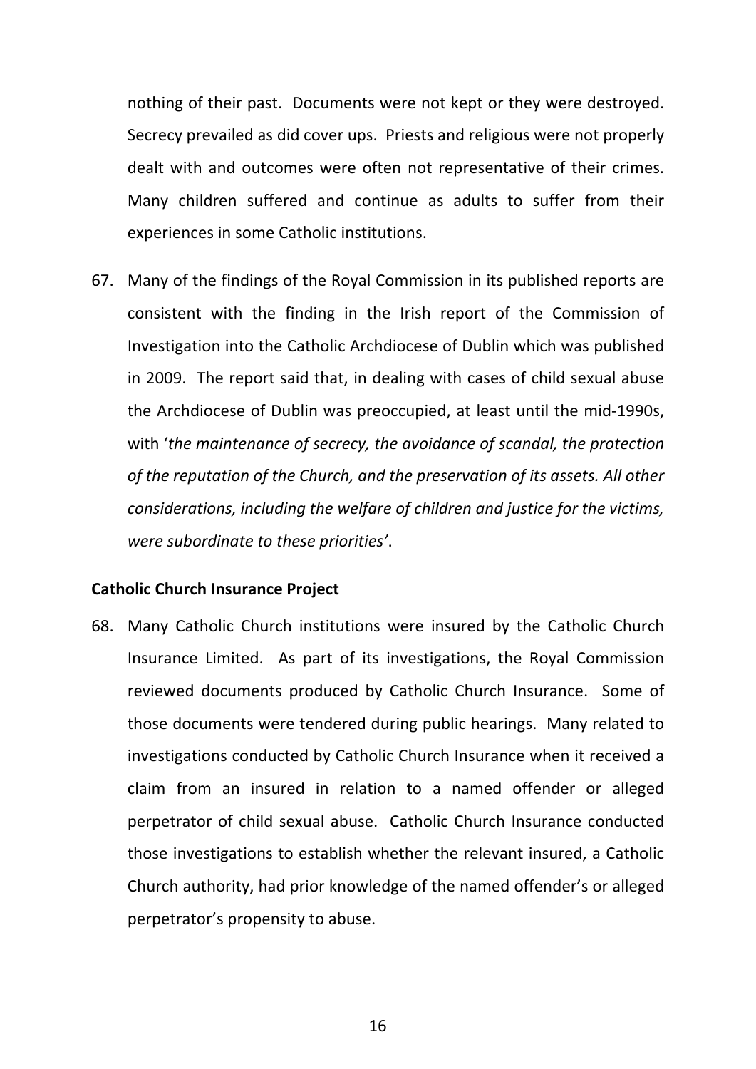nothing of their past. Documents were not kept or they were destroyed. Secrecy prevailed as did cover ups. Priests and religious were not properly dealt with and outcomes were often not representative of their crimes. Many children suffered and continue as adults to suffer from their experiences in some Catholic institutions.

67. Many of the findings of the Royal Commission in its published reports are consistent with the finding in the Irish report of the Commission of Investigation into the Catholic Archdiocese of Dublin which was published in 2009. The report said that, in dealing with cases of child sexual abuse the Archdiocese of Dublin was preoccupied, at least until the mid-1990s, with '*the maintenance of secrecy, the avoidance of scandal, the protection of the reputation of the Church, and the preservation of its assets. All other considerations, including the welfare of children and justice for the victims, were subordinate to these priorities*'.

**Catholic Church Insurance Project**

68. Many Catholic Church institutions were insured by the Catholic Church Insurance Limited. As part of its investigations, the Royal Commission reviewed documents produced by Catholic Church Insurance. Some of those documents were tendered during public hearings. Many related to investigations conducted by Catholic Church Insurance when it received a claim from an insured in relation to a named offender or alleged perpetrator of child sexual abuse. Catholic Church Insurance conducted those investigations to establish whether the relevant insured, a Catholic Church authority, had prior knowledge of the named offender's or alleged perpetrator's propensity to abuse.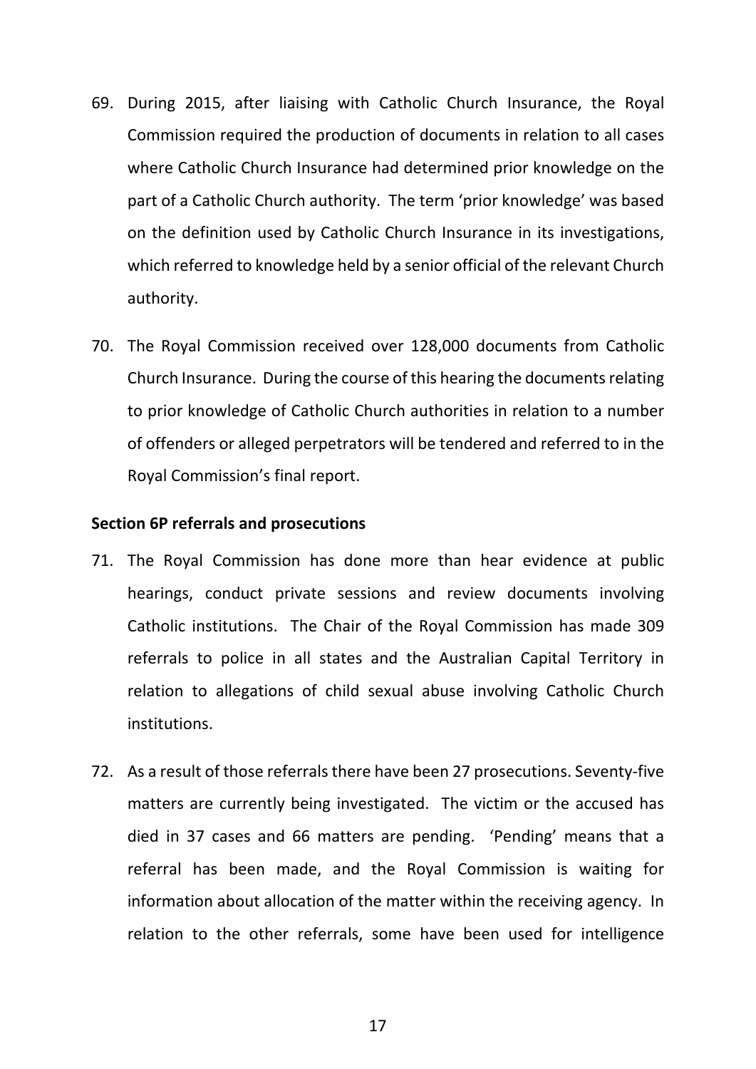69. During 2015, after liaising with Catholic Church Insurance, the Royal Commission required the production of documents in relation to all cases where Catholic Church Insurance had determined prior knowledge on the part of a Catholic Church authority. The term 'prior knowledge' was based on the definition used by Catholic Church Insurance in its investigations, which referred to knowledge held by a senior official of the relevant Church authority.

70. The Royal Commission received over 128,000 documents from Catholic Church Insurance. During the course of this hearing the documents relating to prior knowledge of Catholic Church authorities in relation to a number of offenders or alleged perpetrators will be tendered and referred to in the Royal Commission's final report.

**Section 6P referrals and prosecutions**

71. The Royal Commission has done more than hear evidence at public hearings, conduct private sessions and review documents involving Catholic institutions. The Chair of the Royal Commission has made 309 referrals to police in all states and the Australian Capital Territory in relation to allegations of child sexual abuse involving Catholic Church institutions.

72. As a result of those referrals there have been 27 prosecutions. Seventy-five matters are currently being investigated. The victim or the accused has died in 37 cases and 66 matters are pending. 'Pending' means that a referral has been made, and the Royal Commission is waiting for information about allocation of the matter within the receiving agency. In relation to the other referrals, some have been used for intelligence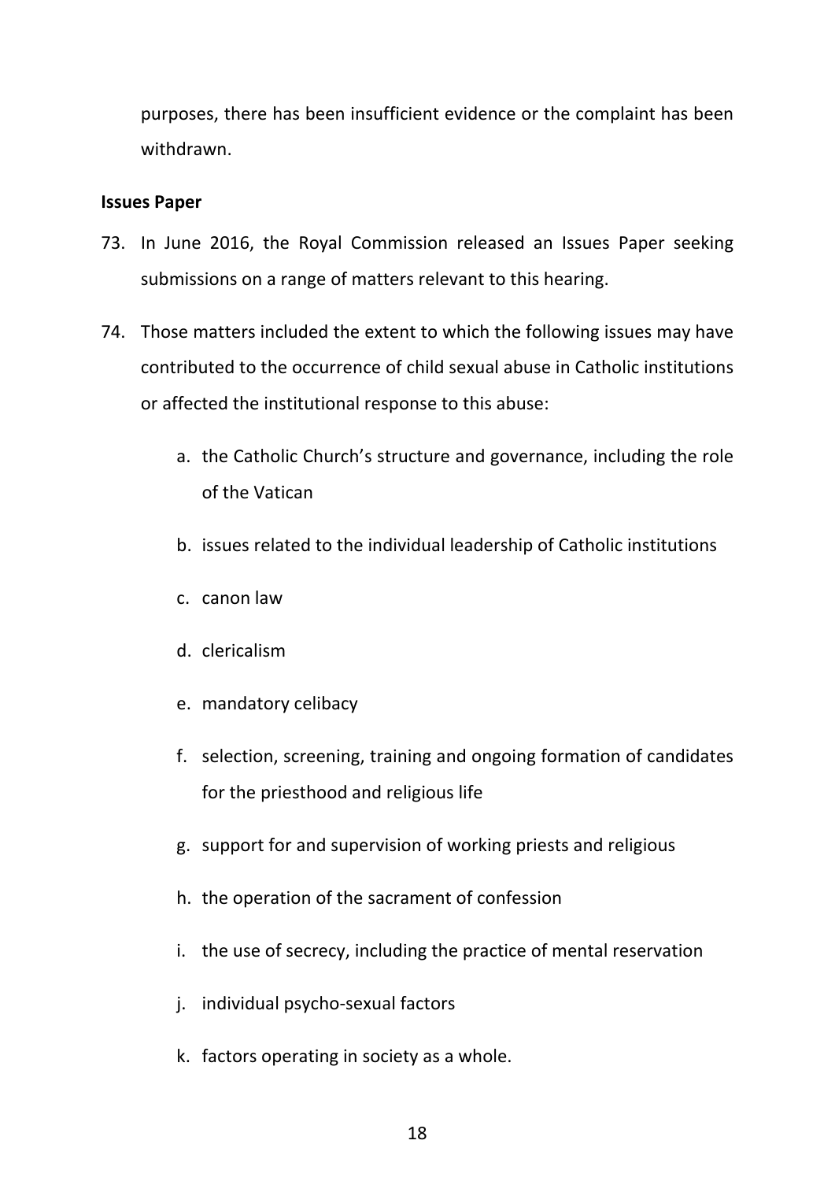purposes, there has been insufficient evidence or the complaint has been withdrawn.

**Issues Paper**

73. In June 2016, the Royal Commission released an Issues Paper seeking submissions on a range of matters relevant to this hearing.

74. Those matters included the extent to which the following issues may have contributed to the occurrence of child sexual abuse in Catholic institutions or affected the institutional response to this abuse:

    a. the Catholic Church's structure and governance, including the role of the Vatican

    b. issues related to the individual leadership of Catholic institutions

    c. canon law

    d. clericalism

    e. mandatory celibacy

    f. selection, screening, training and ongoing formation of candidates for the priesthood and religious life

    g. support for and supervision of working priests and religious

    h. the operation of the sacrament of confession

    i. the use of secrecy, including the practice of mental reservation

    j. individual psycho-sexual factors

    k. factors operating in society as a whole.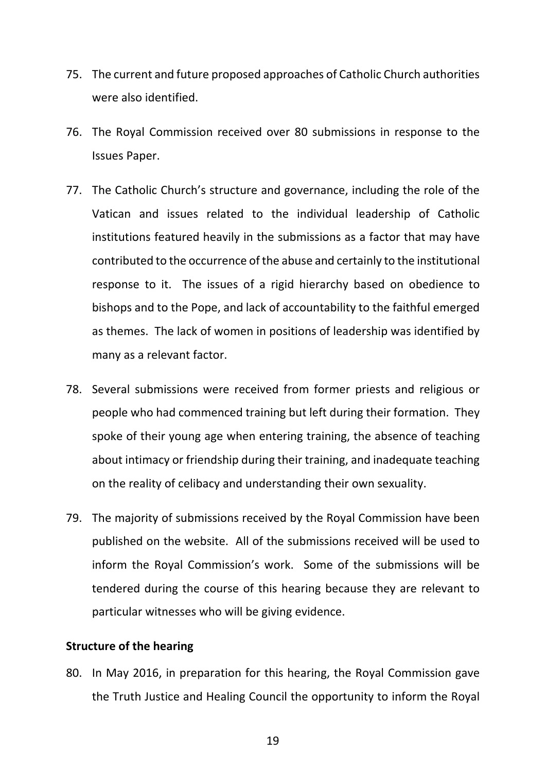75. The current and future proposed approaches of Catholic Church authorities were also identified.

76. The Royal Commission received over 80 submissions in response to the Issues Paper.

77. The Catholic Church's structure and governance, including the role of the Vatican and issues related to the individual leadership of Catholic institutions featured heavily in the submissions as a factor that may have contributed to the occurrence of the abuse and certainly to the institutional response to it. The issues of a rigid hierarchy based on obedience to bishops and to the Pope, and lack of accountability to the faithful emerged as themes. The lack of women in positions of leadership was identified by many as a relevant factor.

78. Several submissions were received from former priests and religious or people who had commenced training but left during their formation. They spoke of their young age when entering training, the absence of teaching about intimacy or friendship during their training, and inadequate teaching on the reality of celibacy and understanding their own sexuality.

79. The majority of submissions received by the Royal Commission have been published on the website. All of the submissions received will be used to inform the Royal Commission's work. Some of the submissions will be tendered during the course of this hearing because they are relevant to particular witnesses who will be giving evidence.

**Structure of the hearing**

80. In May 2016, in preparation for this hearing, the Royal Commission gave the Truth Justice and Healing Council the opportunity to inform the Royal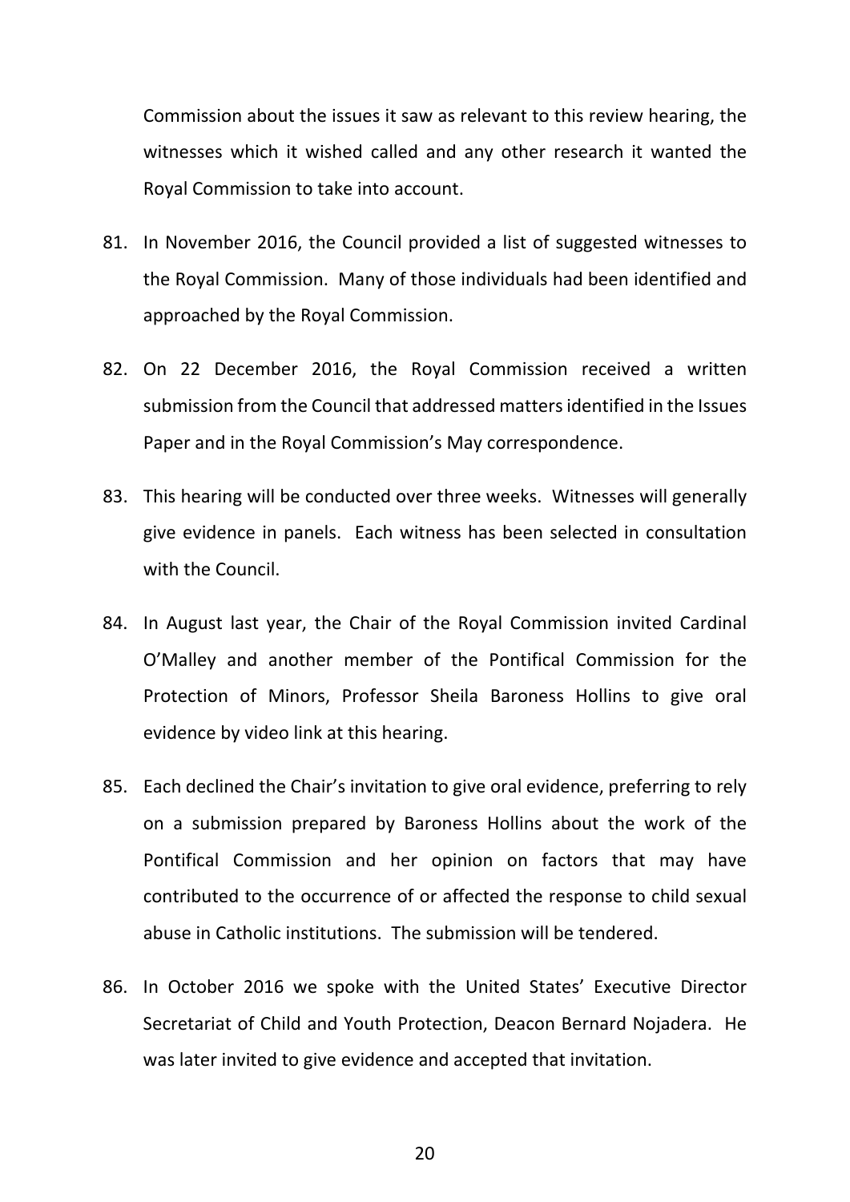Commission about the issues it saw as relevant to this review hearing, the witnesses which it wished called and any other research it wanted the Royal Commission to take into account.

81. In November 2016, the Council provided a list of suggested witnesses to the Royal Commission. Many of those individuals had been identified and approached by the Royal Commission.

82. On 22 December 2016, the Royal Commission received a written submission from the Council that addressed matters identified in the Issues Paper and in the Royal Commission's May correspondence.

83. This hearing will be conducted over three weeks. Witnesses will generally give evidence in panels. Each witness has been selected in consultation with the Council.

84. In August last year, the Chair of the Royal Commission invited Cardinal O'Malley and another member of the Pontifical Commission for the Protection of Minors, Professor Sheila Baroness Hollins to give oral evidence by video link at this hearing.

85. Each declined the Chair's invitation to give oral evidence, preferring to rely on a submission prepared by Baroness Hollins about the work of the Pontifical Commission and her opinion on factors that may have contributed to the occurrence of or affected the response to child sexual abuse in Catholic institutions. The submission will be tendered.

86. In October 2016 we spoke with the United States' Executive Director Secretariat of Child and Youth Protection, Deacon Bernard Nojadera. He was later invited to give evidence and accepted that invitation.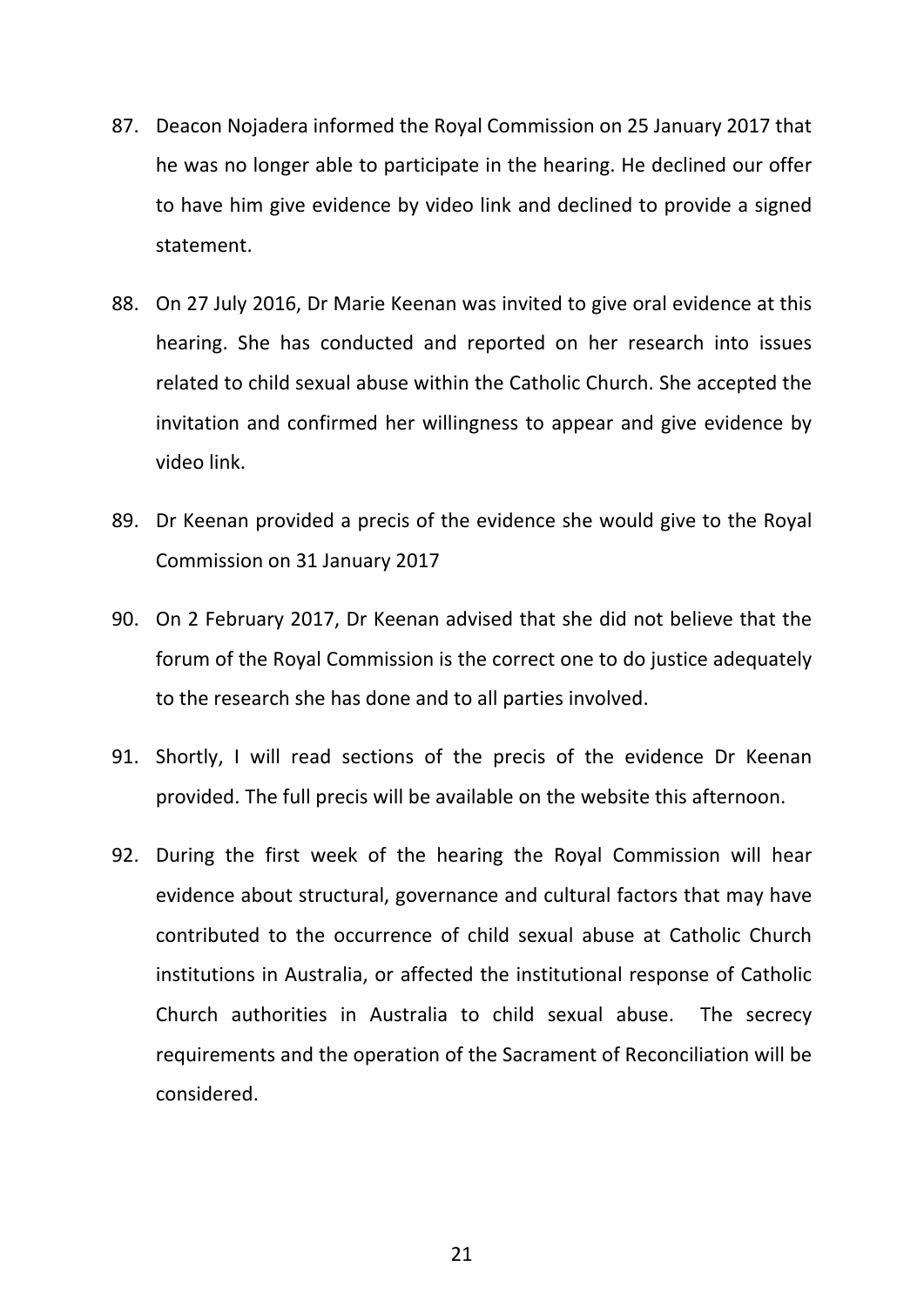87. Deacon Nojadera informed the Royal Commission on 25 January 2017 that he was no longer able to participate in the hearing. He declined our offer to have him give evidence by video link and declined to provide a signed statement.

88. On 27 July 2016, Dr Marie Keenan was invited to give oral evidence at this hearing. She has conducted and reported on her research into issues related to child sexual abuse within the Catholic Church. She accepted the invitation and confirmed her willingness to appear and give evidence by video link.

89. Dr Keenan provided a precis of the evidence she would give to the Royal Commission on 31 January 2017

90. On 2 February 2017, Dr Keenan advised that she did not believe that the forum of the Royal Commission is the correct one to do justice adequately to the research she has done and to all parties involved.

91. Shortly, I will read sections of the precis of the evidence Dr Keenan provided. The full precis will be available on the website this afternoon.

92. During the first week of the hearing the Royal Commission will hear evidence about structural, governance and cultural factors that may have contributed to the occurrence of child sexual abuse at Catholic Church institutions in Australia, or affected the institutional response of Catholic Church authorities in Australia to child sexual abuse. The secrecy requirements and the operation of the Sacrament of Reconciliation will be considered.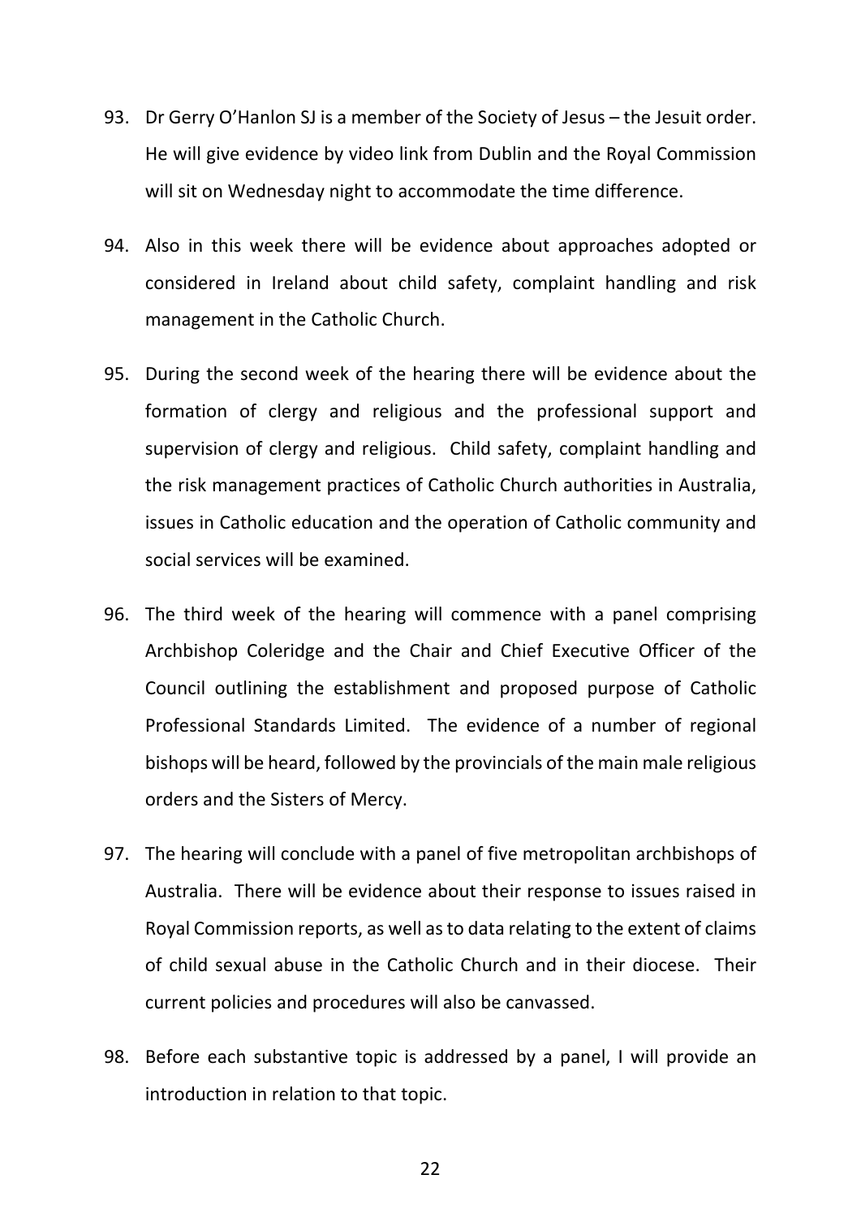93. Dr Gerry O'Hanlon SJ is a member of the Society of Jesus – the Jesuit order. He will give evidence by video link from Dublin and the Royal Commission will sit on Wednesday night to accommodate the time difference.

94. Also in this week there will be evidence about approaches adopted or considered in Ireland about child safety, complaint handling and risk management in the Catholic Church.

95. During the second week of the hearing there will be evidence about the formation of clergy and religious and the professional support and supervision of clergy and religious. Child safety, complaint handling and the risk management practices of Catholic Church authorities in Australia, issues in Catholic education and the operation of Catholic community and social services will be examined.

96. The third week of the hearing will commence with a panel comprising Archbishop Coleridge and the Chair and Chief Executive Officer of the Council outlining the establishment and proposed purpose of Catholic Professional Standards Limited. The evidence of a number of regional bishops will be heard, followed by the provincials of the main male religious orders and the Sisters of Mercy.

97. The hearing will conclude with a panel of five metropolitan archbishops of Australia. There will be evidence about their response to issues raised in Royal Commission reports, as well as to data relating to the extent of claims of child sexual abuse in the Catholic Church and in their diocese. Their current policies and procedures will also be canvassed.

98. Before each substantive topic is addressed by a panel, I will provide an introduction in relation to that topic.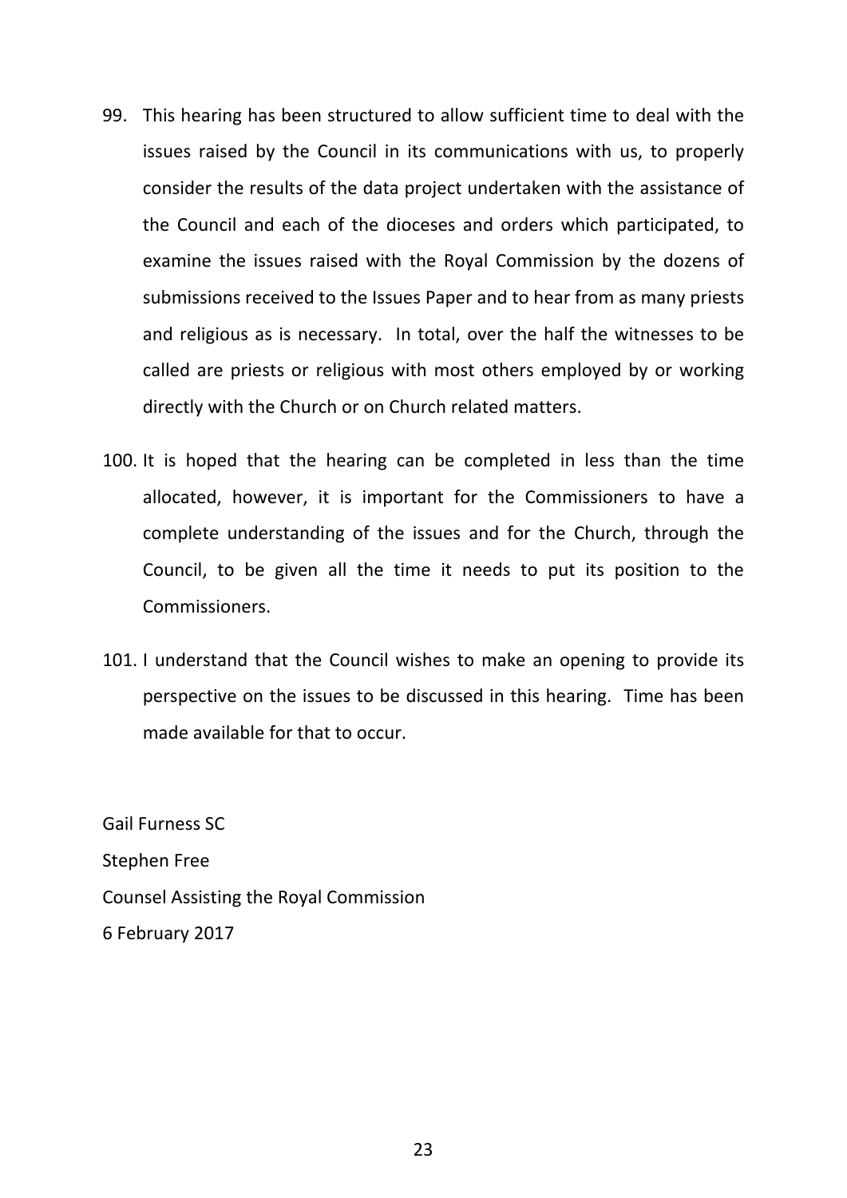99. This hearing has been structured to allow sufficient time to deal with the issues raised by the Council in its communications with us, to properly consider the results of the data project undertaken with the assistance of the Council and each of the dioceses and orders which participated, to examine the issues raised with the Royal Commission by the dozens of submissions received to the Issues Paper and to hear from as many priests and religious as is necessary. In total, over the half the witnesses to be called are priests or religious with most others employed by or working directly with the Church or on Church related matters.

100. It is hoped that the hearing can be completed in less than the time allocated, however, it is important for the Commissioners to have a complete understanding of the issues and for the Church, through the Council, to be given all the time it needs to put its position to the Commissioners.

101. I understand that the Council wishes to make an opening to provide its perspective on the issues to be discussed in this hearing. Time has been made available for that to occur.

Gail Furness SC

Stephen Free

Counsel Assisting the Royal Commission

6 February 2017